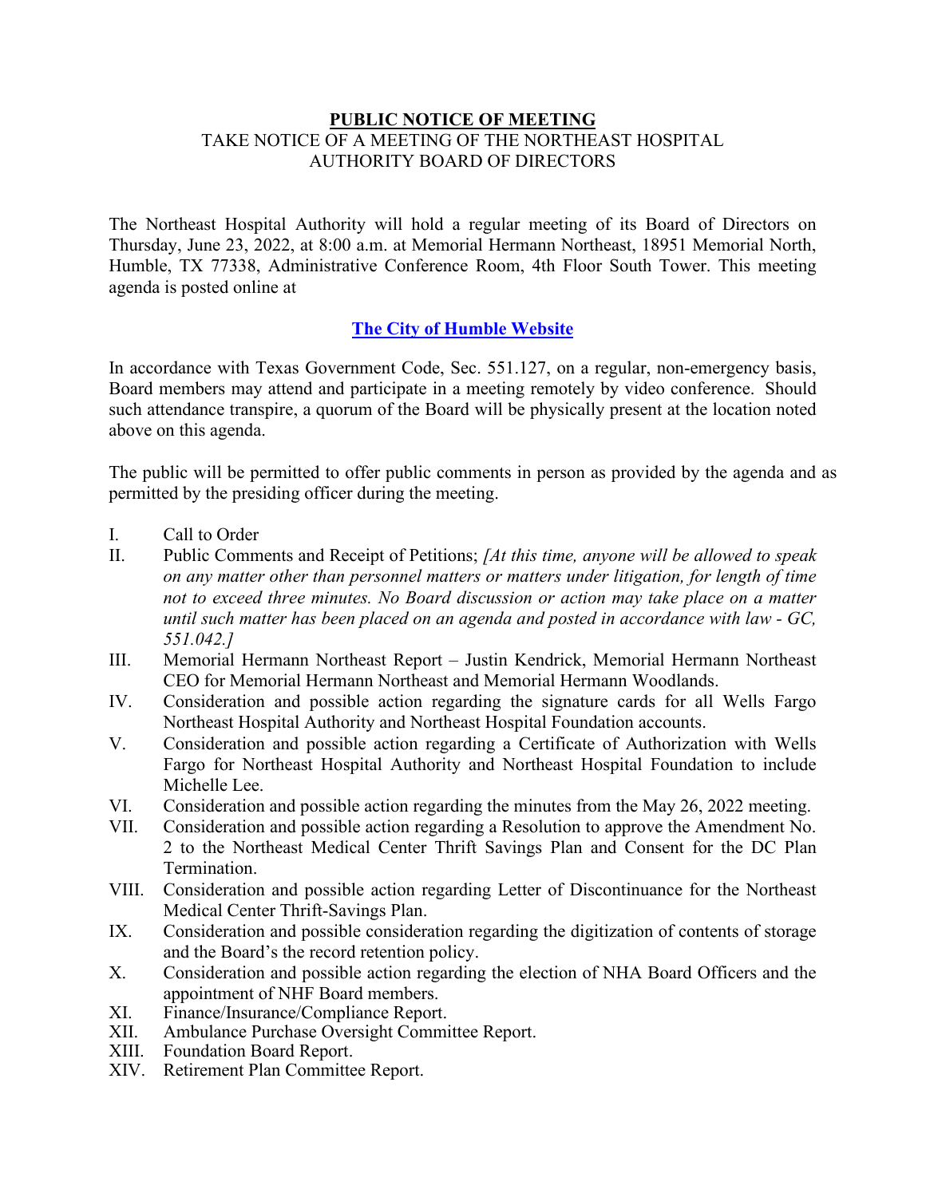**PUBLIC NOTICE OF MEETING**

TAKE NOTICE OF A MEETING OF THE NORTHEAST HOSPITAL AUTHORITY BOARD OF DIRECTORS

The Northeast Hospital Authority will hold a regular meeting of its Board of Directors on Thursday, June 23, 2022, at 8:00 a.m. at Memorial Hermann Northeast, 18951 Memorial North, Humble, TX 77338, Administrative Conference Room, 4th Floor South Tower. This meeting agenda is posted online at

**The City of Humble Website**

In accordance with Texas Government Code, Sec. 551.127, on a regular, non-emergency basis, Board members may attend and participate in a meeting remotely by video conference. Should such attendance transpire, a quorum of the Board will be physically present at the location noted above on this agenda.

The public will be permitted to offer public comments in person as provided by the agenda and as permitted by the presiding officer during the meeting.

I. Call to Order

II. Public Comments and Receipt of Petitions; *[At this time, anyone will be allowed to speak on any matter other than personnel matters or matters under litigation, for length of time not to exceed three minutes. No Board discussion or action may take place on a matter until such matter has been placed on an agenda and posted in accordance with law - GC, 551.042.]*

III. Memorial Hermann Northeast Report – Justin Kendrick, Memorial Hermann Northeast CEO for Memorial Hermann Northeast and Memorial Hermann Woodlands.

IV. Consideration and possible action regarding the signature cards for all Wells Fargo Northeast Hospital Authority and Northeast Hospital Foundation accounts.

V. Consideration and possible action regarding a Certificate of Authorization with Wells Fargo for Northeast Hospital Authority and Northeast Hospital Foundation to include Michelle Lee.

VI. Consideration and possible action regarding the minutes from the May 26, 2022 meeting.

VII. Consideration and possible action regarding a Resolution to approve the Amendment No. 2 to the Northeast Medical Center Thrift Savings Plan and Consent for the DC Plan Termination.

VIII. Consideration and possible action regarding Letter of Discontinuance for the Northeast Medical Center Thrift-Savings Plan.

IX. Consideration and possible consideration regarding the digitization of contents of storage and the Board's the record retention policy.

X. Consideration and possible action regarding the election of NHA Board Officers and the appointment of NHF Board members.

XI. Finance/Insurance/Compliance Report.

XII. Ambulance Purchase Oversight Committee Report.

XIII. Foundation Board Report.

XIV. Retirement Plan Committee Report.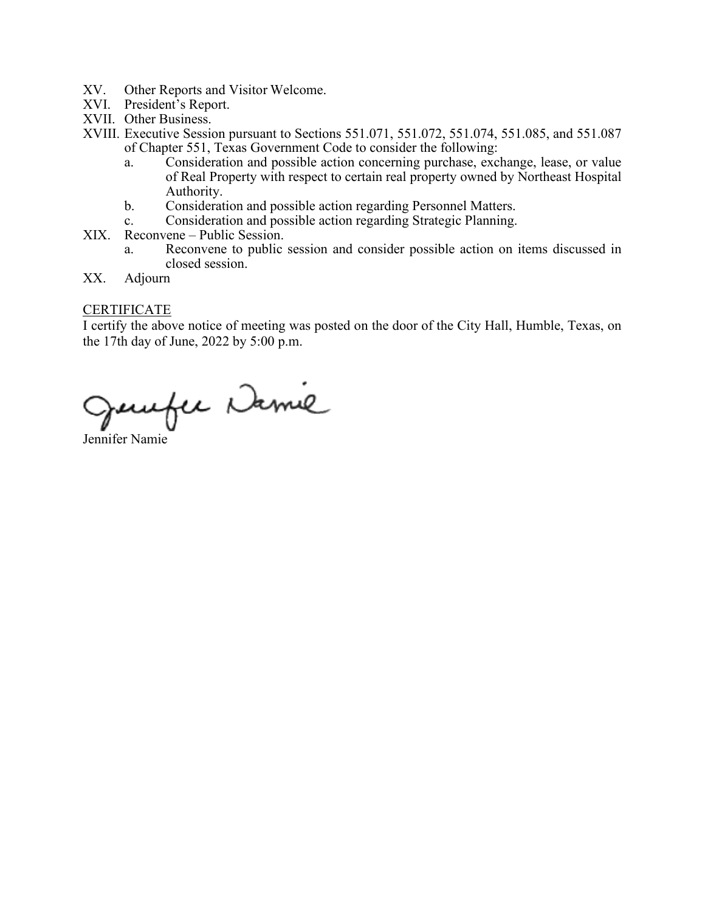XV. Other Reports and Visitor Welcome.
XVI. President's Report.
XVII. Other Business.
XVIII. Executive Session pursuant to Sections 551.071, 551.072, 551.074, 551.085, and 551.087 of Chapter 551, Texas Government Code to consider the following:
  a. Consideration and possible action concerning purchase, exchange, lease, or value of Real Property with respect to certain real property owned by Northeast Hospital Authority.
  b. Consideration and possible action regarding Personnel Matters.
  c. Consideration and possible action regarding Strategic Planning.
XIX. Reconvene – Public Session.
  a. Reconvene to public session and consider possible action on items discussed in closed session.
XX. Adjourn

<u>CERTIFICATE</u>

I certify the above notice of meeting was posted on the door of the City Hall, Humble, Texas, on the 17th day of June, 2022 by 5:00 p.m.

Jennifer Namie

Jennifer Namie